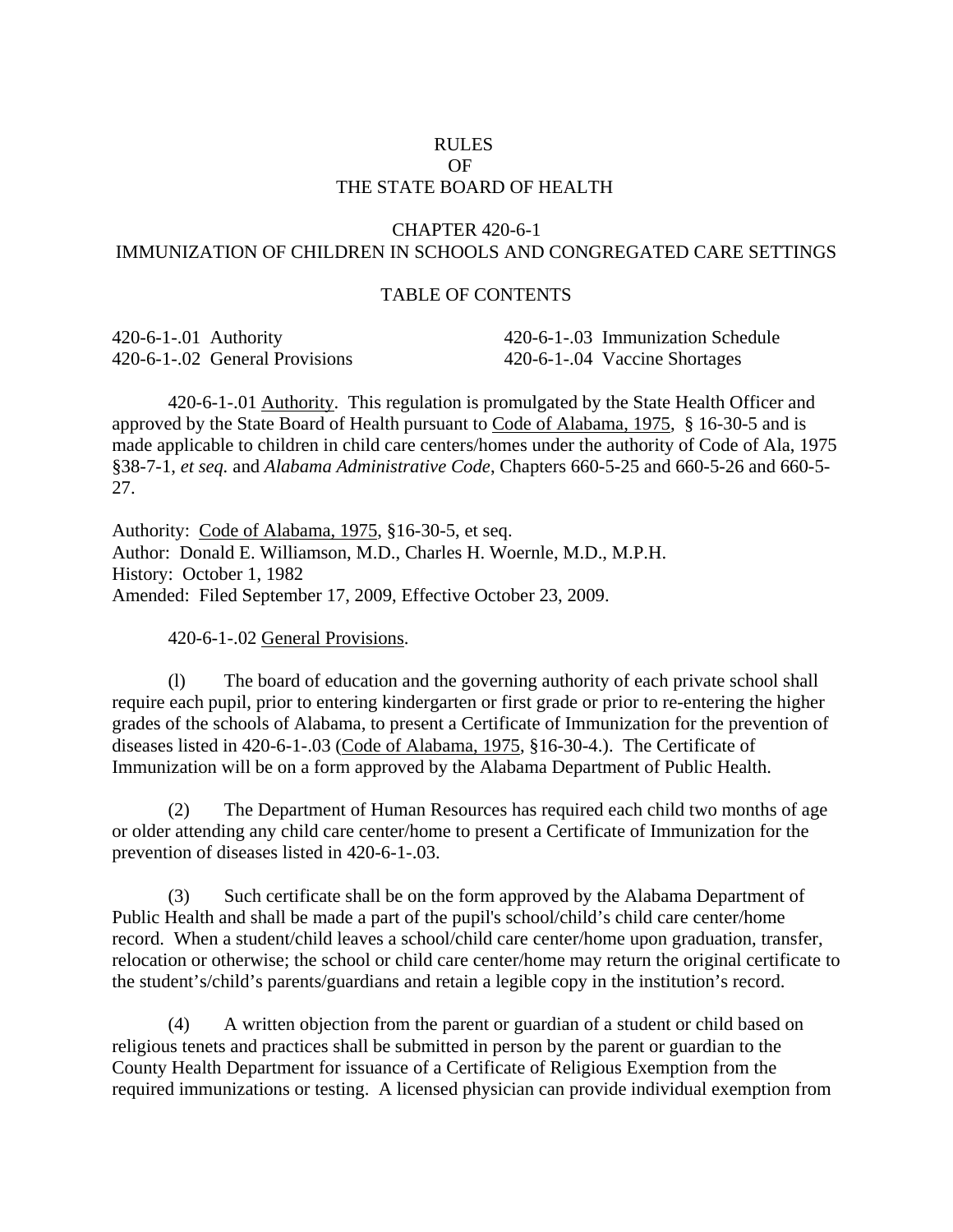RULES
OF
THE STATE BOARD OF HEALTH

CHAPTER 420-6-1
IMMUNIZATION OF CHILDREN IN SCHOOLS AND CONGREGATED CARE SETTINGS

TABLE OF CONTENTS

420-6-1-.01 Authority
420-6-1-.02 General Provisions
420-6-1-.03 Immunization Schedule
420-6-1-.04 Vaccine Shortages

420-6-1-.01 Authority. This regulation is promulgated by the State Health Officer and approved by the State Board of Health pursuant to Code of Alabama, 1975, § 16-30-5 and is made applicable to children in child care centers/homes under the authority of Code of Ala, 1975 §38-7-1, *et seq.* and *Alabama Administrative Code*, Chapters 660-5-25 and 660-5-26 and 660-5-27.

Authority: Code of Alabama, 1975, §16-30-5, et seq.
Author: Donald E. Williamson, M.D., Charles H. Woernle, M.D., M.P.H.
History: October 1, 1982
Amended: Filed September 17, 2009, Effective October 23, 2009.

420-6-1-.02 General Provisions.

(l) The board of education and the governing authority of each private school shall require each pupil, prior to entering kindergarten or first grade or prior to re-entering the higher grades of the schools of Alabama, to present a Certificate of Immunization for the prevention of diseases listed in 420-6-1-.03 (Code of Alabama, 1975, §16-30-4.). The Certificate of Immunization will be on a form approved by the Alabama Department of Public Health.

(2) The Department of Human Resources has required each child two months of age or older attending any child care center/home to present a Certificate of Immunization for the prevention of diseases listed in 420-6-1-.03.

(3) Such certificate shall be on the form approved by the Alabama Department of Public Health and shall be made a part of the pupil's school/child's child care center/home record. When a student/child leaves a school/child care center/home upon graduation, transfer, relocation or otherwise; the school or child care center/home may return the original certificate to the student's/child's parents/guardians and retain a legible copy in the institution's record.

(4) A written objection from the parent or guardian of a student or child based on religious tenets and practices shall be submitted in person by the parent or guardian to the County Health Department for issuance of a Certificate of Religious Exemption from the required immunizations or testing. A licensed physician can provide individual exemption from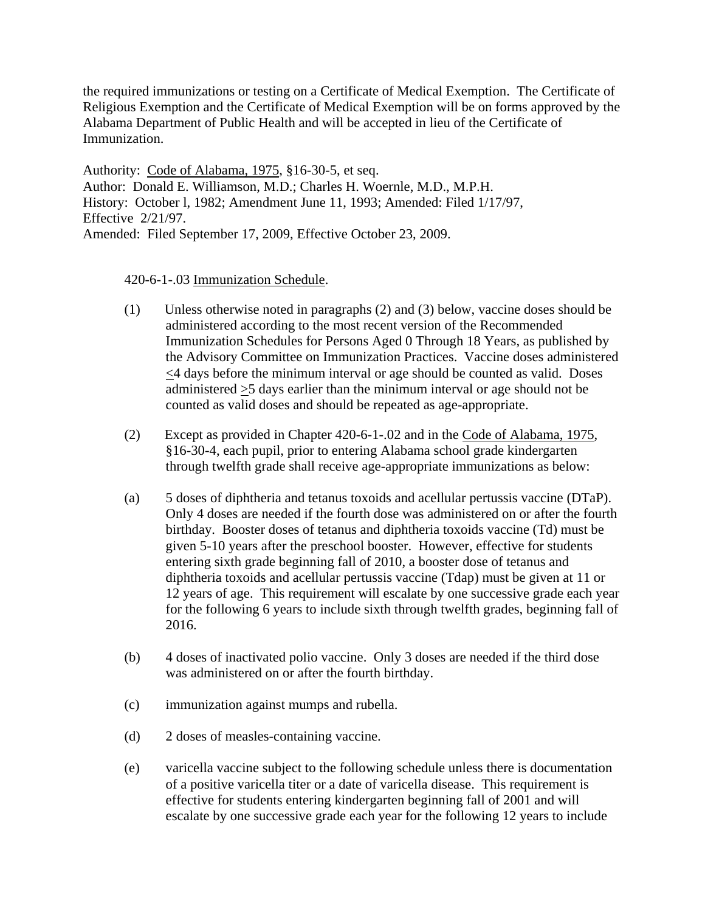the required immunizations or testing on a Certificate of Medical Exemption. The Certificate of Religious Exemption and the Certificate of Medical Exemption will be on forms approved by the Alabama Department of Public Health and will be accepted in lieu of the Certificate of Immunization.

Authority: Code of Alabama, 1975, §16-30-5, et seq.
Author: Donald E. Williamson, M.D.; Charles H. Woernle, M.D., M.P.H.
History: October l, 1982; Amendment June 11, 1993; Amended: Filed 1/17/97, Effective 2/21/97.
Amended: Filed September 17, 2009, Effective October 23, 2009.

420-6-1-.03 Immunization Schedule.

(1) Unless otherwise noted in paragraphs (2) and (3) below, vaccine doses should be administered according to the most recent version of the Recommended Immunization Schedules for Persons Aged 0 Through 18 Years, as published by the Advisory Committee on Immunization Practices. Vaccine doses administered ≤4 days before the minimum interval or age should be counted as valid. Doses administered ≥5 days earlier than the minimum interval or age should not be counted as valid doses and should be repeated as age-appropriate.

(2) Except as provided in Chapter 420-6-1-.02 and in the Code of Alabama, 1975, §16-30-4, each pupil, prior to entering Alabama school grade kindergarten through twelfth grade shall receive age-appropriate immunizations as below:

(a) 5 doses of diphtheria and tetanus toxoids and acellular pertussis vaccine (DTaP). Only 4 doses are needed if the fourth dose was administered on or after the fourth birthday. Booster doses of tetanus and diphtheria toxoids vaccine (Td) must be given 5-10 years after the preschool booster. However, effective for students entering sixth grade beginning fall of 2010, a booster dose of tetanus and diphtheria toxoids and acellular pertussis vaccine (Tdap) must be given at 11 or 12 years of age. This requirement will escalate by one successive grade each year for the following 6 years to include sixth through twelfth grades, beginning fall of 2016.

(b) 4 doses of inactivated polio vaccine. Only 3 doses are needed if the third dose was administered on or after the fourth birthday.

(c) immunization against mumps and rubella.

(d) 2 doses of measles-containing vaccine.

(e) varicella vaccine subject to the following schedule unless there is documentation of a positive varicella titer or a date of varicella disease. This requirement is effective for students entering kindergarten beginning fall of 2001 and will escalate by one successive grade each year for the following 12 years to include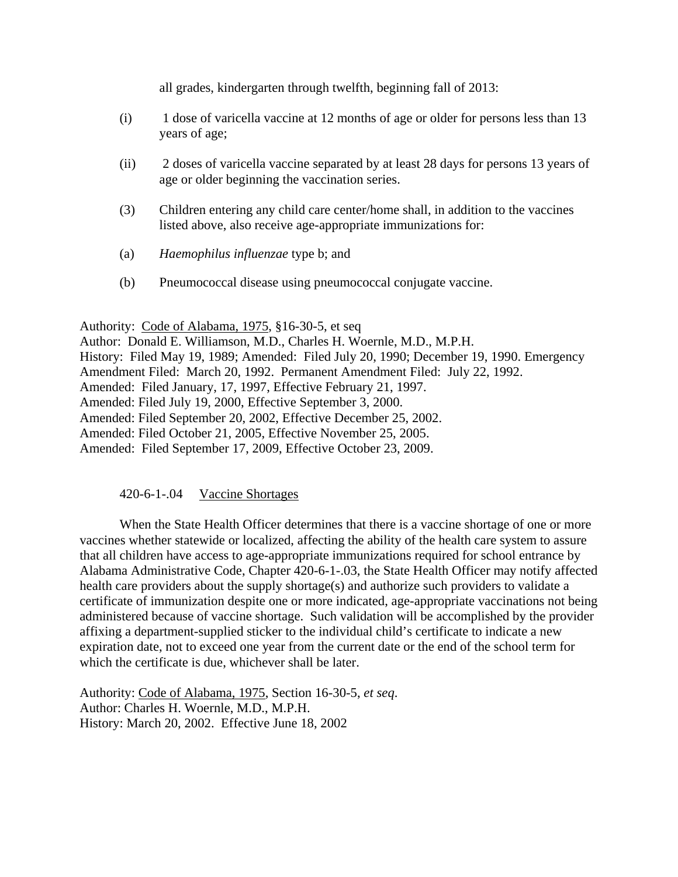all grades, kindergarten through twelfth, beginning fall of 2013:

(i) 1 dose of varicella vaccine at 12 months of age or older for persons less than 13 years of age;

(ii) 2 doses of varicella vaccine separated by at least 28 days for persons 13 years of age or older beginning the vaccination series.

(3) Children entering any child care center/home shall, in addition to the vaccines listed above, also receive age-appropriate immunizations for:

(a) *Haemophilus influenzae* type b; and

(b) Pneumococcal disease using pneumococcal conjugate vaccine.

Authority: Code of Alabama, 1975, §16-30-5, et seq
Author: Donald E. Williamson, M.D., Charles H. Woernle, M.D., M.P.H.
History: Filed May 19, 1989; Amended: Filed July 20, 1990; December 19, 1990. Emergency Amendment Filed: March 20, 1992. Permanent Amendment Filed: July 22, 1992.
Amended: Filed January, 17, 1997, Effective February 21, 1997.
Amended: Filed July 19, 2000, Effective September 3, 2000.
Amended: Filed September 20, 2002, Effective December 25, 2002.
Amended: Filed October 21, 2005, Effective November 25, 2005.
Amended: Filed September 17, 2009, Effective October 23, 2009.

420-6-1-.04 Vaccine Shortages

When the State Health Officer determines that there is a vaccine shortage of one or more vaccines whether statewide or localized, affecting the ability of the health care system to assure that all children have access to age-appropriate immunizations required for school entrance by Alabama Administrative Code, Chapter 420-6-1-.03, the State Health Officer may notify affected health care providers about the supply shortage(s) and authorize such providers to validate a certificate of immunization despite one or more indicated, age-appropriate vaccinations not being administered because of vaccine shortage. Such validation will be accomplished by the provider affixing a department-supplied sticker to the individual child's certificate to indicate a new expiration date, not to exceed one year from the current date or the end of the school term for which the certificate is due, whichever shall be later.

Authority: Code of Alabama, 1975, Section 16-30-5, *et seq.*
Author: Charles H. Woernle, M.D., M.P.H.
History: March 20, 2002. Effective June 18, 2002